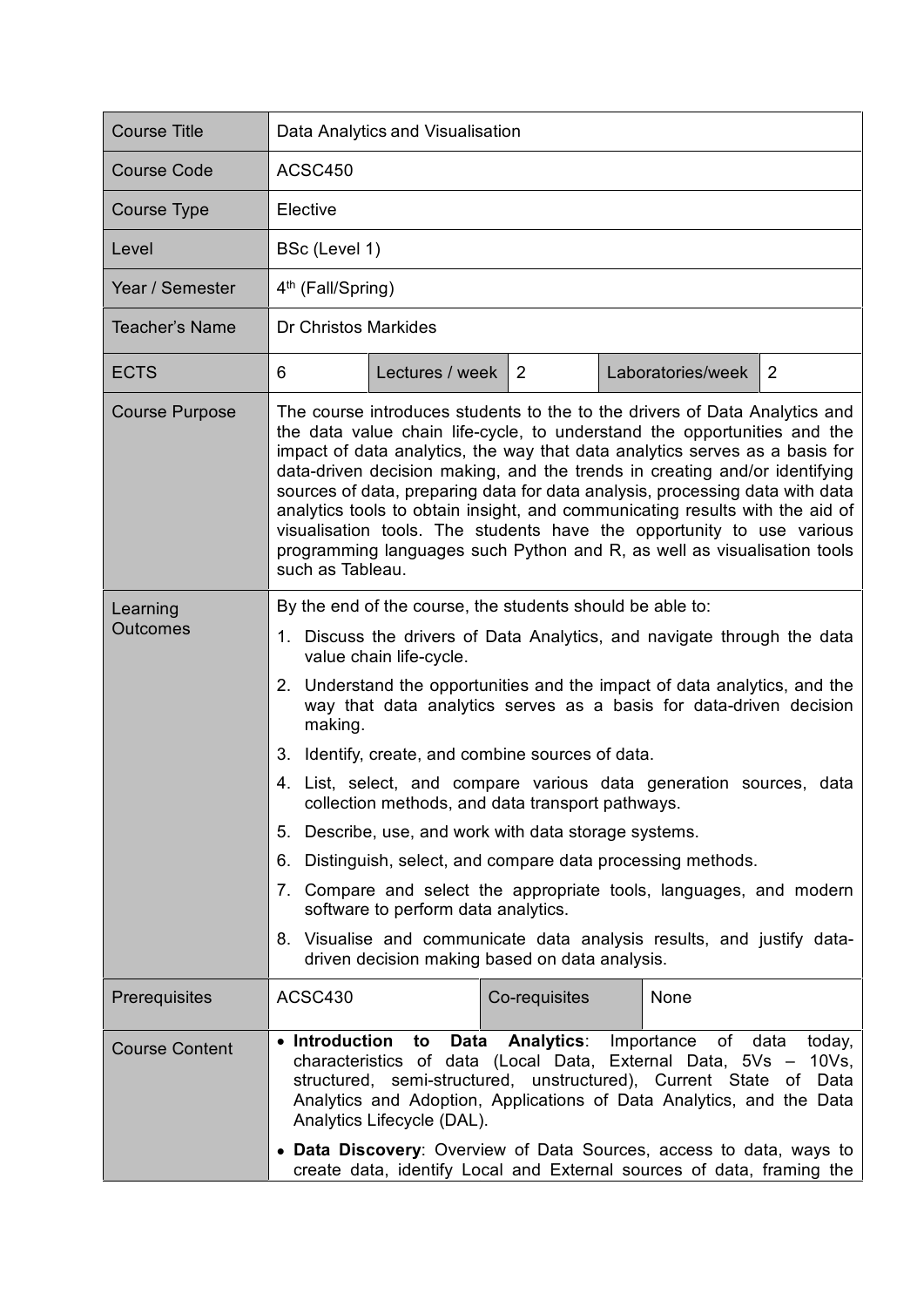| Course Title | Data Analytics and Visualisation | | | | |
|---|---|---|---|---|---|
| Course Code | ACSC450 | | | | |
| Course Type | Elective | | | | |
| Level | BSc (Level 1) | | | | |
| Year / Semester | 4th (Fall/Spring) | | | | |
| Teacher's Name | Dr Christos Markides | | | | |
| ECTS | 6 | Lectures / week | 2 | Laboratories/week | 2 |
| Course Purpose | The course introduces students to the to the drivers of Data Analytics and the data value chain life-cycle, to understand the opportunities and the impact of data analytics, the way that data analytics serves as a basis for data-driven decision making, and the trends in creating and/or identifying sources of data, preparing data for data analysis, processing data with data analytics tools to obtain insight, and communicating results with the aid of visualisation tools. The students have the opportunity to use various programming languages such Python and R, as well as visualisation tools such as Tableau. | | | | |
| Learning Outcomes | By the end of the course, the students should be able to:<br>1. Discuss the drivers of Data Analytics, and navigate through the data value chain life-cycle.<br>2. Understand the opportunities and the impact of data analytics, and the way that data analytics serves as a basis for data-driven decision making.<br>3. Identify, create, and combine sources of data.<br>4. List, select, and compare various data generation sources, data collection methods, and data transport pathways.<br>5. Describe, use, and work with data storage systems.<br>6. Distinguish, select, and compare data processing methods.<br>7. Compare and select the appropriate tools, languages, and modern software to perform data analytics.<br>8. Visualise and communicate data analysis results, and justify data-driven decision making based on data analysis. | | | | |
| Prerequisites | ACSC430 | Co-requisites | None | | |
| Course Content | • **Introduction to Data Analytics**: Importance of data today, characteristics of data (Local Data, External Data, 5Vs – 10Vs, structured, semi-structured, unstructured), Current State of Data Analytics and Adoption, Applications of Data Analytics, and the Data Analytics Lifecycle (DAL).<br>• **Data Discovery**: Overview of Data Sources, access to data, ways to create data, identify Local and External sources of data, framing the | | | | |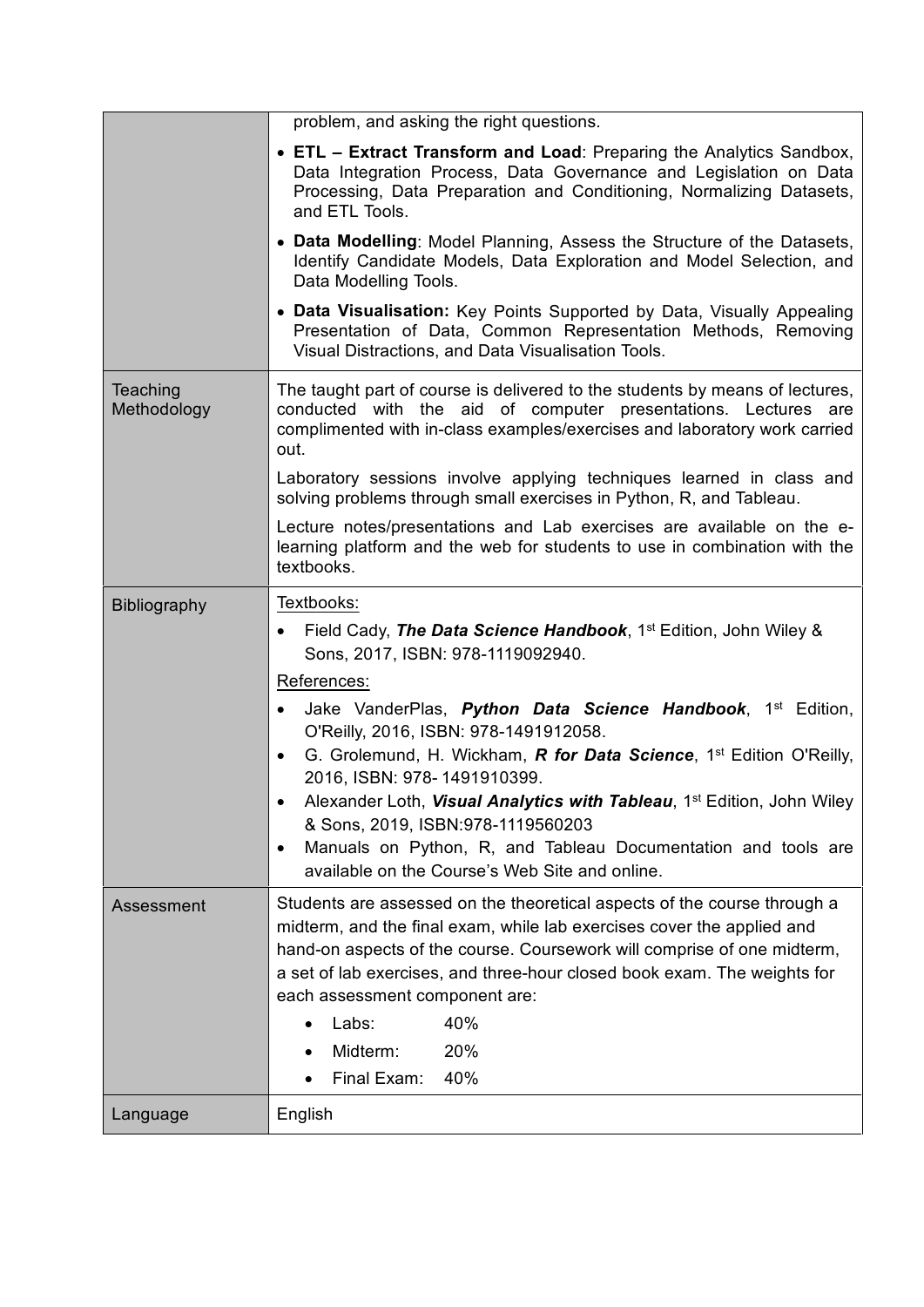| | |
|---|---|
| | problem, and asking the right questions.<br>• **ETL – Extract Transform and Load**: Preparing the Analytics Sandbox, Data Integration Process, Data Governance and Legislation on Data Processing, Data Preparation and Conditioning, Normalizing Datasets, and ETL Tools.<br>• **Data Modelling**: Model Planning, Assess the Structure of the Datasets, Identify Candidate Models, Data Exploration and Model Selection, and Data Modelling Tools.<br>• **Data Visualisation:** Key Points Supported by Data, Visually Appealing Presentation of Data, Common Representation Methods, Removing Visual Distractions, and Data Visualisation Tools. |
| Teaching Methodology | The taught part of course is delivered to the students by means of lectures, conducted with the aid of computer presentations. Lectures are complimented with in-class examples/exercises and laboratory work carried out.<br>Laboratory sessions involve applying techniques learned in class and solving problems through small exercises in Python, R, and Tableau.<br>Lecture notes/presentations and Lab exercises are available on the e-learning platform and the web for students to use in combination with the textbooks. |
| Bibliography | Textbooks:<br>• Field Cady, ***The Data Science Handbook***, 1st Edition, John Wiley & Sons, 2017, ISBN: 978-1119092940.<br>References:<br>• Jake VanderPlas, ***Python Data Science Handbook***, 1st Edition, O'Reilly, 2016, ISBN: 978-1491912058.<br>• G. Grolemund, H. Wickham, ***R for Data Science***, 1st Edition O'Reilly, 2016, ISBN: 978- 1491910399.<br>• Alexander Loth, ***Visual Analytics with Tableau***, 1st Edition, John Wiley & Sons, 2019, ISBN:978-1119560203<br>• Manuals on Python, R, and Tableau Documentation and tools are available on the Course's Web Site and online. |
| Assessment | Students are assessed on the theoretical aspects of the course through a midterm, and the final exam, while lab exercises cover the applied and hand-on aspects of the course. Coursework will comprise of one midterm, a set of lab exercises, and three-hour closed book exam. The weights for each assessment component are:<br>• Labs: 40%<br>• Midterm: 20%<br>• Final Exam: 40% |
| Language | English |